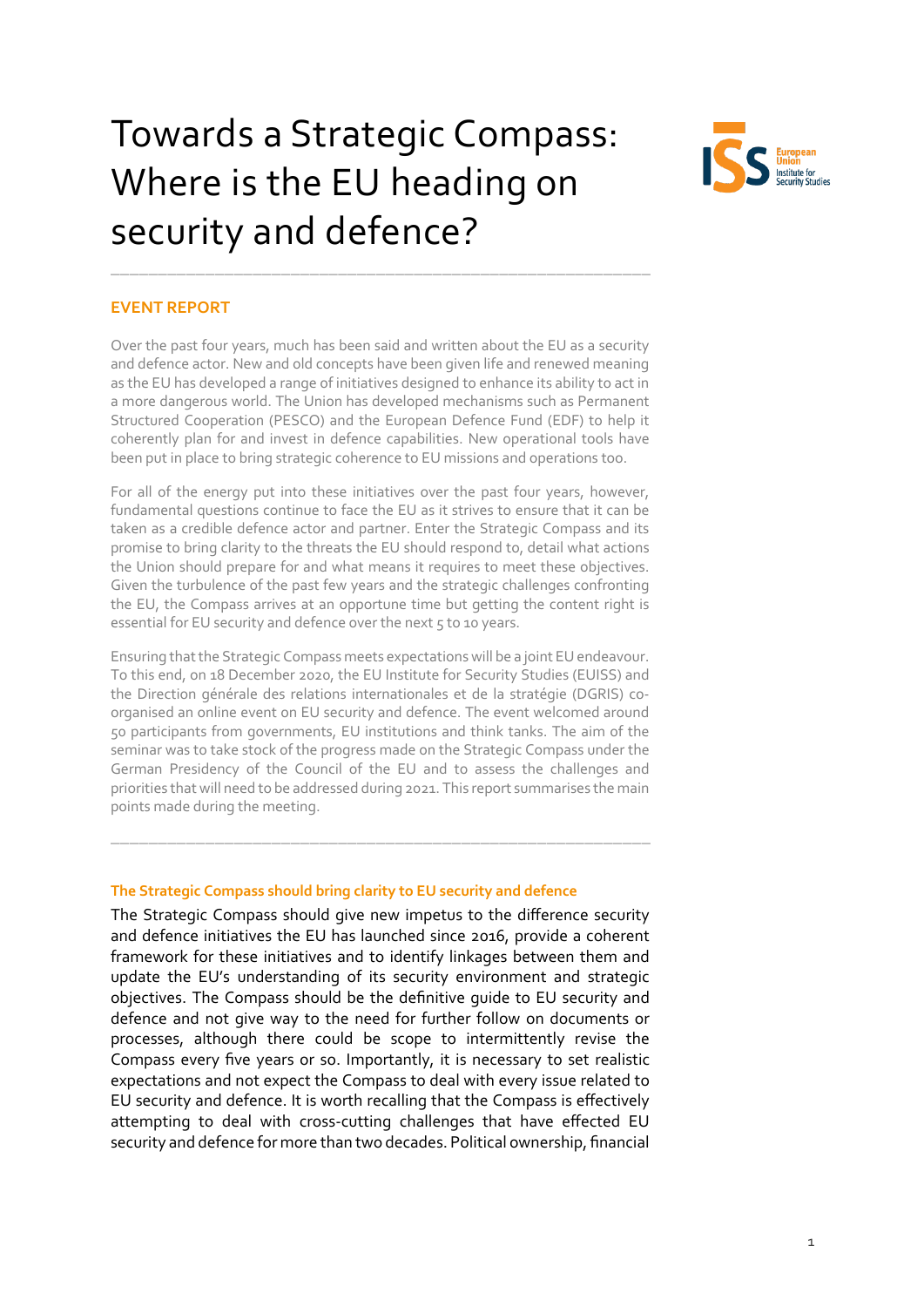# Towards a Strategic Compass: Where is the EU heading on security and defence?

## EVENT REPORT

Over the past four years, much has been said and written about the EU as a security and defence actor. New and old concepts have been given life and renewed meaning as the EU has developed a range of initiatives designed to enhance its ability to act in a more dangerous world. The Union has developed mechanisms such as Permanent Structured Cooperation (PESCO) and the European Defence Fund (EDF) to help it coherently plan for and invest in defence capabilities. New operational tools have been put in place to bring strategic coherence to EU missions and operations too.

For all of the energy put into these initiatives over the past four years, however, fundamental questions continue to face the EU as it strives to ensure that it can be taken as a credible defence actor and partner. Enter the Strategic Compass and its promise to bring clarity to the threats the EU should respond to, detail what actions the Union should prepare for and what means it requires to meet these objectives. Given the turbulence of the past few years and the strategic challenges confronting the EU, the Compass arrives at an opportune time but getting the content right is essential for EU security and defence over the next 5 to 10 years.

Ensuring that the Strategic Compass meets expectations will be a joint EU endeavour. To this end, on 18 December 2020, the EU Institute for Security Studies (EUISS) and the Direction générale des relations internationales et de la stratégie (DGRIS) co-organised an online event on EU security and defence. The event welcomed around 50 participants from governments, EU institutions and think tanks. The aim of the seminar was to take stock of the progress made on the Strategic Compass under the German Presidency of the Council of the EU and to assess the challenges and priorities that will need to be addressed during 2021. This report summarises the main points made during the meeting.

---

### The Strategic Compass should bring clarity to EU security and defence

The Strategic Compass should give new impetus to the difference security and defence initiatives the EU has launched since 2016, provide a coherent framework for these initiatives and to identify linkages between them and update the EU's understanding of its security environment and strategic objectives. The Compass should be the definitive guide to EU security and defence and not give way to the need for further follow on documents or processes, although there could be scope to intermittently revise the Compass every five years or so. Importantly, it is necessary to set realistic expectations and not expect the Compass to deal with every issue related to EU security and defence. It is worth recalling that the Compass is effectively attempting to deal with cross-cutting challenges that have effected EU security and defence for more than two decades. Political ownership, financial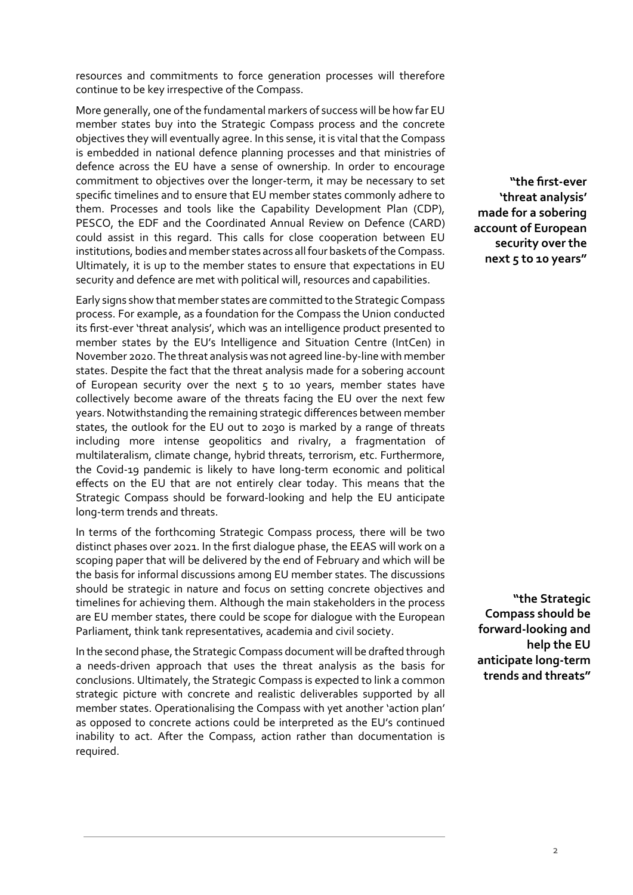resources and commitments to force generation processes will therefore continue to be key irrespective of the Compass.

More generally, one of the fundamental markers of success will be how far EU member states buy into the Strategic Compass process and the concrete objectives they will eventually agree. In this sense, it is vital that the Compass is embedded in national defence planning processes and that ministries of defence across the EU have a sense of ownership. In order to encourage commitment to objectives over the longer-term, it may be necessary to set specific timelines and to ensure that EU member states commonly adhere to them. Processes and tools like the Capability Development Plan (CDP), PESCO, the EDF and the Coordinated Annual Review on Defence (CARD) could assist in this regard. This calls for close cooperation between EU institutions, bodies and member states across all four baskets of the Compass. Ultimately, it is up to the member states to ensure that expectations in EU security and defence are met with political will, resources and capabilities.

**"the first-ever 'threat analysis' made for a sobering account of European security over the next 5 to 10 years"**

Early signs show that member states are committed to the Strategic Compass process. For example, as a foundation for the Compass the Union conducted its first-ever 'threat analysis', which was an intelligence product presented to member states by the EU's Intelligence and Situation Centre (IntCen) in November 2020. The threat analysis was not agreed line-by-line with member states. Despite the fact that the threat analysis made for a sobering account of European security over the next 5 to 10 years, member states have collectively become aware of the threats facing the EU over the next few years. Notwithstanding the remaining strategic differences between member states, the outlook for the EU out to 2030 is marked by a range of threats including more intense geopolitics and rivalry, a fragmentation of multilateralism, climate change, hybrid threats, terrorism, etc. Furthermore, the Covid-19 pandemic is likely to have long-term economic and political effects on the EU that are not entirely clear today. This means that the Strategic Compass should be forward-looking and help the EU anticipate long-term trends and threats.

In terms of the forthcoming Strategic Compass process, there will be two distinct phases over 2021. In the first dialogue phase, the EEAS will work on a scoping paper that will be delivered by the end of February and which will be the basis for informal discussions among EU member states. The discussions should be strategic in nature and focus on setting concrete objectives and timelines for achieving them. Although the main stakeholders in the process are EU member states, there could be scope for dialogue with the European Parliament, think tank representatives, academia and civil society.

**"the Strategic Compass should be forward-looking and help the EU anticipate long-term trends and threats"**

In the second phase, the Strategic Compass document will be drafted through a needs-driven approach that uses the threat analysis as the basis for conclusions. Ultimately, the Strategic Compass is expected to link a common strategic picture with concrete and realistic deliverables supported by all member states. Operationalising the Compass with yet another 'action plan' as opposed to concrete actions could be interpreted as the EU's continued inability to act. After the Compass, action rather than documentation is required.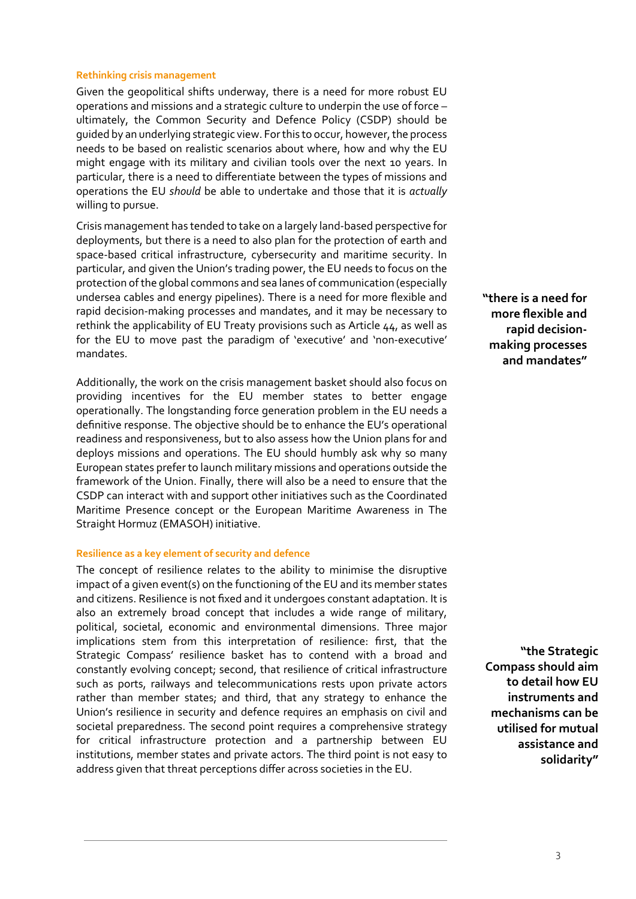### Rethinking crisis management

Given the geopolitical shifts underway, there is a need for more robust EU operations and missions and a strategic culture to underpin the use of force – ultimately, the Common Security and Defence Policy (CSDP) should be guided by an underlying strategic view. For this to occur, however, the process needs to be based on realistic scenarios about where, how and why the EU might engage with its military and civilian tools over the next 10 years. In particular, there is a need to differentiate between the types of missions and operations the EU *should* be able to undertake and those that it is *actually* willing to pursue.

Crisis management has tended to take on a largely land-based perspective for deployments, but there is a need to also plan for the protection of earth and space-based critical infrastructure, cybersecurity and maritime security. In particular, and given the Union's trading power, the EU needs to focus on the protection of the global commons and sea lanes of communication (especially undersea cables and energy pipelines). There is a need for more flexible and rapid decision-making processes and mandates, and it may be necessary to rethink the applicability of EU Treaty provisions such as Article 44, as well as for the EU to move past the paradigm of 'executive' and 'non-executive' mandates.

**"there is a need for more flexible and rapid decision-making processes and mandates"**

Additionally, the work on the crisis management basket should also focus on providing incentives for the EU member states to better engage operationally. The longstanding force generation problem in the EU needs a definitive response. The objective should be to enhance the EU's operational readiness and responsiveness, but to also assess how the Union plans for and deploys missions and operations. The EU should humbly ask why so many European states prefer to launch military missions and operations outside the framework of the Union. Finally, there will also be a need to ensure that the CSDP can interact with and support other initiatives such as the Coordinated Maritime Presence concept or the European Maritime Awareness in The Straight Hormuz (EMASOH) initiative.

### Resilience as a key element of security and defence

The concept of resilience relates to the ability to minimise the disruptive impact of a given event(s) on the functioning of the EU and its member states and citizens. Resilience is not fixed and it undergoes constant adaptation. It is also an extremely broad concept that includes a wide range of military, political, societal, economic and environmental dimensions. Three major implications stem from this interpretation of resilience: first, that the Strategic Compass' resilience basket has to contend with a broad and constantly evolving concept; second, that resilience of critical infrastructure such as ports, railways and telecommunications rests upon private actors rather than member states; and third, that any strategy to enhance the Union's resilience in security and defence requires an emphasis on civil and societal preparedness. The second point requires a comprehensive strategy for critical infrastructure protection and a partnership between EU institutions, member states and private actors. The third point is not easy to address given that threat perceptions differ across societies in the EU.

**"the Strategic Compass should aim to detail how EU instruments and mechanisms can be utilised for mutual assistance and solidarity"**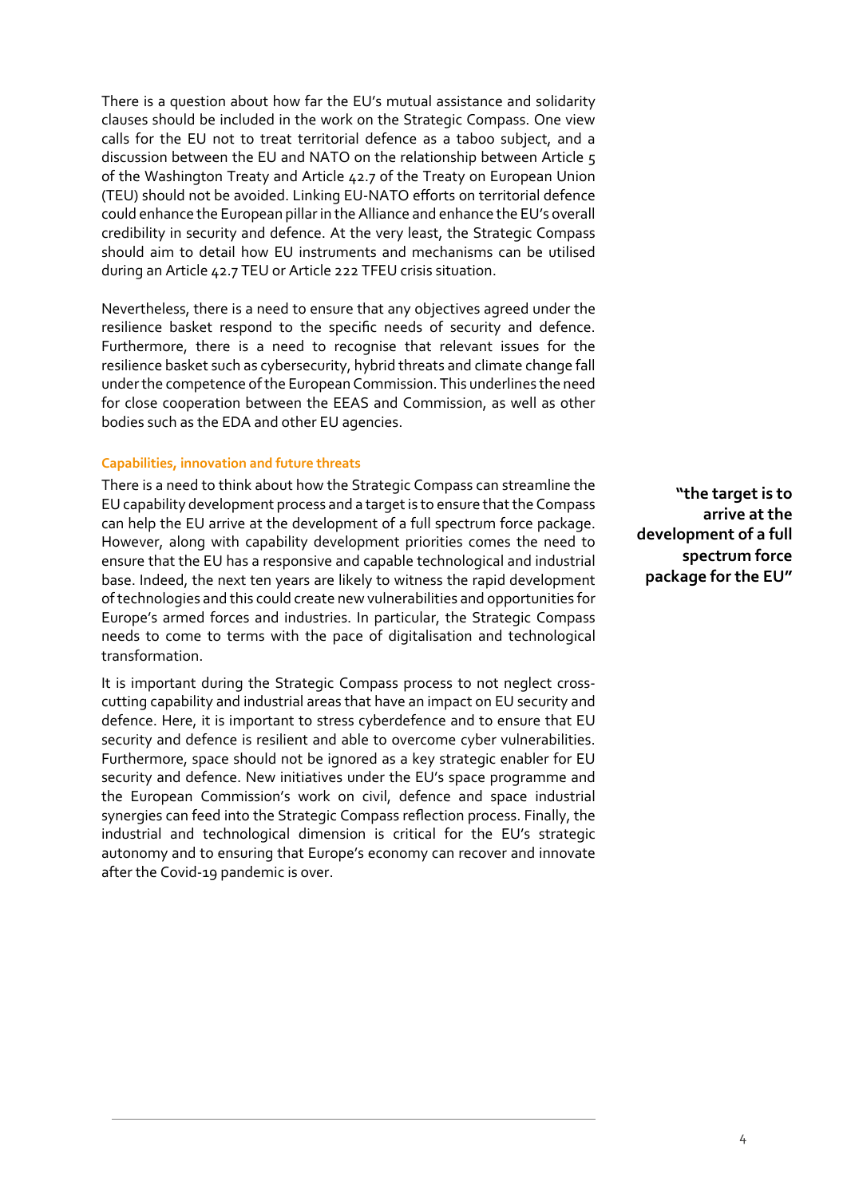There is a question about how far the EU's mutual assistance and solidarity clauses should be included in the work on the Strategic Compass. One view calls for the EU not to treat territorial defence as a taboo subject, and a discussion between the EU and NATO on the relationship between Article 5 of the Washington Treaty and Article 42.7 of the Treaty on European Union (TEU) should not be avoided. Linking EU-NATO efforts on territorial defence could enhance the European pillar in the Alliance and enhance the EU's overall credibility in security and defence. At the very least, the Strategic Compass should aim to detail how EU instruments and mechanisms can be utilised during an Article 42.7 TEU or Article 222 TFEU crisis situation.

Nevertheless, there is a need to ensure that any objectives agreed under the resilience basket respond to the specific needs of security and defence. Furthermore, there is a need to recognise that relevant issues for the resilience basket such as cybersecurity, hybrid threats and climate change fall under the competence of the European Commission. This underlines the need for close cooperation between the EEAS and Commission, as well as other bodies such as the EDA and other EU agencies.

### Capabilities, innovation and future threats

There is a need to think about how the Strategic Compass can streamline the EU capability development process and a target is to ensure that the Compass can help the EU arrive at the development of a full spectrum force package. However, along with capability development priorities comes the need to ensure that the EU has a responsive and capable technological and industrial base. Indeed, the next ten years are likely to witness the rapid development of technologies and this could create new vulnerabilities and opportunities for Europe's armed forces and industries. In particular, the Strategic Compass needs to come to terms with the pace of digitalisation and technological transformation.

**"the target is to arrive at the development of a full spectrum force package for the EU"**

It is important during the Strategic Compass process to not neglect cross-cutting capability and industrial areas that have an impact on EU security and defence. Here, it is important to stress cyberdefence and to ensure that EU security and defence is resilient and able to overcome cyber vulnerabilities. Furthermore, space should not be ignored as a key strategic enabler for EU security and defence. New initiatives under the EU's space programme and the European Commission's work on civil, defence and space industrial synergies can feed into the Strategic Compass reflection process. Finally, the industrial and technological dimension is critical for the EU's strategic autonomy and to ensuring that Europe's economy can recover and innovate after the Covid-19 pandemic is over.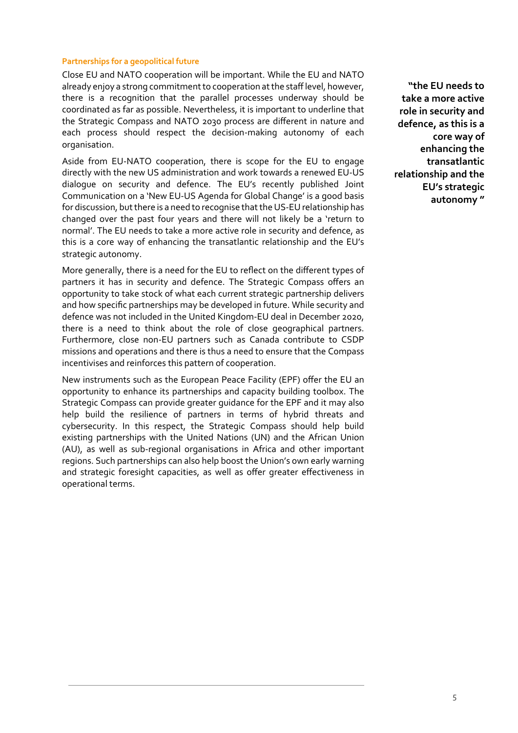### Partnerships for a geopolitical future

Close EU and NATO cooperation will be important. While the EU and NATO already enjoy a strong commitment to cooperation at the staff level, however, there is a recognition that the parallel processes underway should be coordinated as far as possible. Nevertheless, it is important to underline that the Strategic Compass and NATO 2030 process are different in nature and each process should respect the decision-making autonomy of each organisation.

Aside from EU-NATO cooperation, there is scope for the EU to engage directly with the new US administration and work towards a renewed EU-US dialogue on security and defence. The EU's recently published Joint Communication on a 'New EU-US Agenda for Global Change' is a good basis for discussion, but there is a need to recognise that the US-EU relationship has changed over the past four years and there will not likely be a 'return to normal'. The EU needs to take a more active role in security and defence, as this is a core way of enhancing the transatlantic relationship and the EU's strategic autonomy.

> **"the EU needs to take a more active role in security and defence, as this is a core way of enhancing the transatlantic relationship and the EU's strategic autonomy "**

More generally, there is a need for the EU to reflect on the different types of partners it has in security and defence. The Strategic Compass offers an opportunity to take stock of what each current strategic partnership delivers and how specific partnerships may be developed in future. While security and defence was not included in the United Kingdom-EU deal in December 2020, there is a need to think about the role of close geographical partners. Furthermore, close non-EU partners such as Canada contribute to CSDP missions and operations and there is thus a need to ensure that the Compass incentivises and reinforces this pattern of cooperation.

New instruments such as the European Peace Facility (EPF) offer the EU an opportunity to enhance its partnerships and capacity building toolbox. The Strategic Compass can provide greater guidance for the EPF and it may also help build the resilience of partners in terms of hybrid threats and cybersecurity. In this respect, the Strategic Compass should help build existing partnerships with the United Nations (UN) and the African Union (AU), as well as sub-regional organisations in Africa and other important regions. Such partnerships can also help boost the Union's own early warning and strategic foresight capacities, as well as offer greater effectiveness in operational terms.